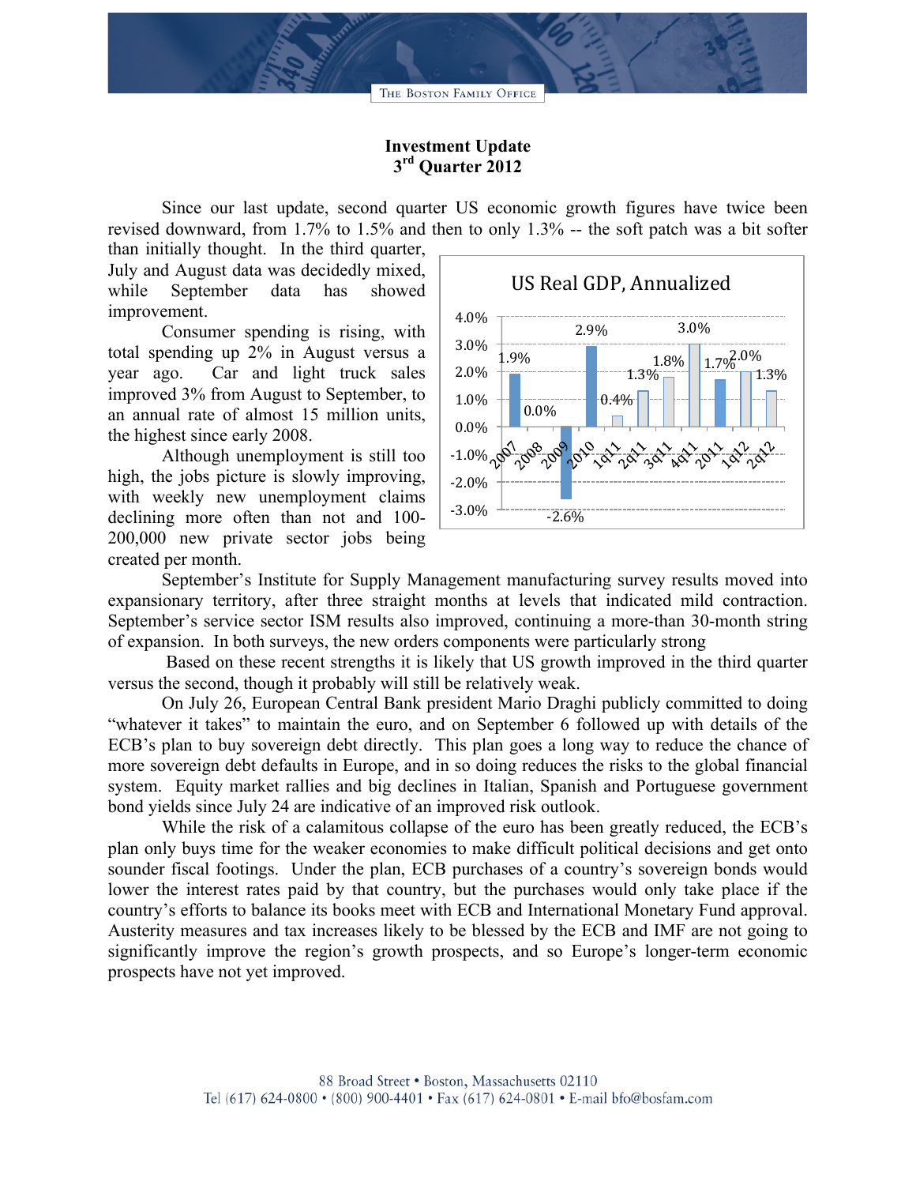# Investment Update
## 3rd Quarter 2012

Since our last update, second quarter US economic growth figures have twice been revised downward, from 1.7% to 1.5% and then to only 1.3% -- the soft patch was a bit softer than initially thought. In the third quarter, July and August data was decidedly mixed, while September data has showed improvement.

Consumer spending is rising, with total spending up 2% in August versus a year ago. Car and light truck sales improved 3% from August to September, to an annual rate of almost 15 million units, the highest since early 2008.

Although unemployment is still too high, the jobs picture is slowly improving, with weekly new unemployment claims declining more often than not and 100-200,000 new private sector jobs being created per month.

**US Real GDP, Annualized**

| Period | Growth |
|---|---|
| 2007 | 1.9% |
| 2008 | 0.0% |
| 2009 | -2.6% |
| 2010 | 2.9% |
| 1q11 | 0.4% |
| 2q11 | 1.3% |
| 3q11 | 1.8% |
| 4q11 | 3.0% |
| 2011 | 1.7% |
| 1q12 | 2.0% |
| 2q12 | 1.3% |

September's Institute for Supply Management manufacturing survey results moved into expansionary territory, after three straight months at levels that indicated mild contraction. September's service sector ISM results also improved, continuing a more-than 30-month string of expansion. In both surveys, the new orders components were particularly strong

Based on these recent strengths it is likely that US growth improved in the third quarter versus the second, though it probably will still be relatively weak.

On July 26, European Central Bank president Mario Draghi publicly committed to doing "whatever it takes" to maintain the euro, and on September 6 followed up with details of the ECB's plan to buy sovereign debt directly. This plan goes a long way to reduce the chance of more sovereign debt defaults in Europe, and in so doing reduces the risks to the global financial system. Equity market rallies and big declines in Italian, Spanish and Portuguese government bond yields since July 24 are indicative of an improved risk outlook.

While the risk of a calamitous collapse of the euro has been greatly reduced, the ECB's plan only buys time for the weaker economies to make difficult political decisions and get onto sounder fiscal footings. Under the plan, ECB purchases of a country's sovereign bonds would lower the interest rates paid by that country, but the purchases would only take place if the country's efforts to balance its books meet with ECB and International Monetary Fund approval. Austerity measures and tax increases likely to be blessed by the ECB and IMF are not going to significantly improve the region's growth prospects, and so Europe's longer-term economic prospects have not yet improved.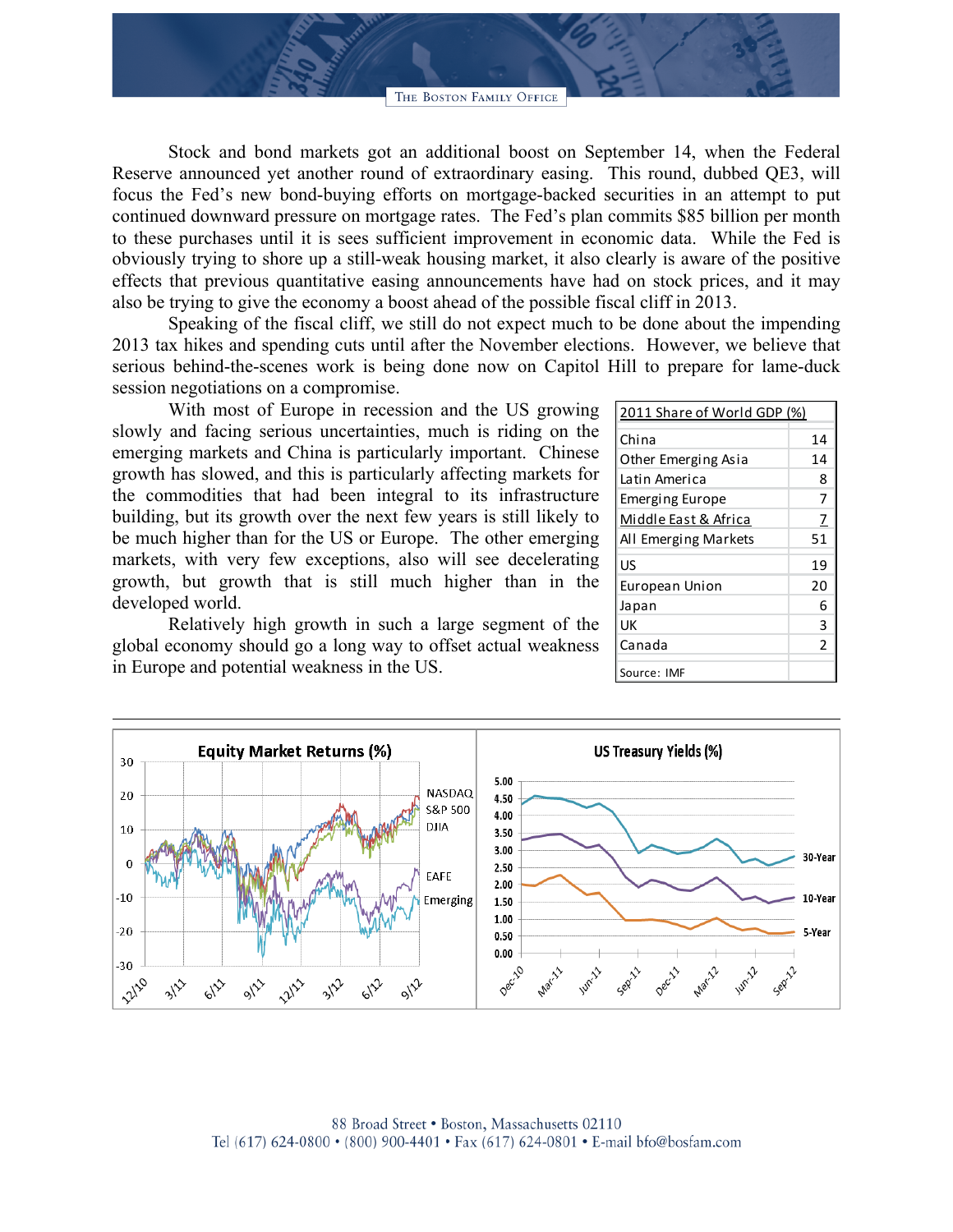Stock and bond markets got an additional boost on September 14, when the Federal Reserve announced yet another round of extraordinary easing. This round, dubbed QE3, will focus the Fed's new bond-buying efforts on mortgage-backed securities in an attempt to put continued downward pressure on mortgage rates. The Fed's plan commits $85 billion per month to these purchases until it is sees sufficient improvement in economic data. While the Fed is obviously trying to shore up a still-weak housing market, it also clearly is aware of the positive effects that previous quantitative easing announcements have had on stock prices, and it may also be trying to give the economy a boost ahead of the possible fiscal cliff in 2013.

Speaking of the fiscal cliff, we still do not expect much to be done about the impending 2013 tax hikes and spending cuts until after the November elections. However, we believe that serious behind-the-scenes work is being done now on Capitol Hill to prepare for lame-duck session negotiations on a compromise.

With most of Europe in recession and the US growing slowly and facing serious uncertainties, much is riding on the emerging markets and China is particularly important. Chinese growth has slowed, and this is particularly affecting markets for the commodities that had been integral to its infrastructure building, but its growth over the next few years is still likely to be much higher than for the US or Europe. The other emerging markets, with very few exceptions, also will see decelerating growth, but growth that is still much higher than in the developed world.

Relatively high growth in such a large segment of the global economy should go a long way to offset actual weakness in Europe and potential weakness in the US.

| 2011 Share of World GDP (%) | |
|---|---|
| China | 14 |
| Other Emerging Asia | 14 |
| Latin America | 8 |
| Emerging Europe | 7 |
| Middle East & Africa | 7 |
| All Emerging Markets | 51 |
| US | 19 |
| European Union | 20 |
| Japan | 6 |
| UK | 3 |
| Canada | 2 |
| Source: IMF | |

Equity Market Returns (%)

30
20
10
0
-10
-20
-30

12/10 3/11 6/11 9/11 12/11 3/12 6/12 9/12

NASDAQ
S&P 500
DJIA
EAFE
Emerging

US Treasury Yields (%)

5.00
4.50
4.00
3.50
3.00
2.50
2.00
1.50
1.00
0.50
0.00

Dec-10 Mar-11 Jun-11 Sep-11 Dec-11 Mar-12 Jun-12 Sep-12

30-Year
10-Year
5-Year

88 Broad Street • Boston, Massachusetts 02110
Tel (617) 624-0800 • (800) 900-4401 • Fax (617) 624-0801 • E-mail bfo@bosfam.com